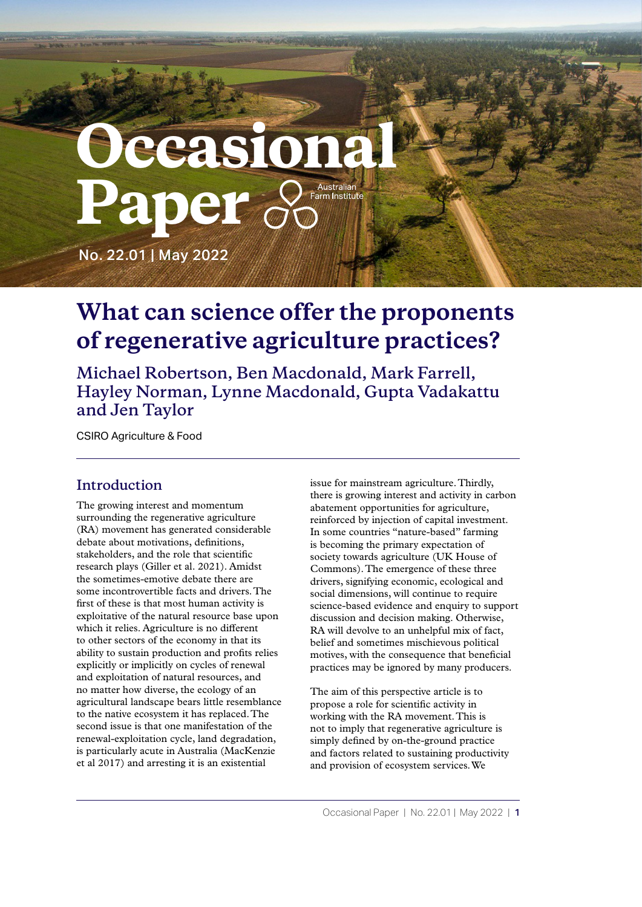# Occasional Paper

Australian Farm Institute

No. 22.01 | May 2022

# What can science offer the proponents of regenerative agriculture practices?

## Michael Robertson, Ben Macdonald, Mark Farrell, Hayley Norman, Lynne Macdonald, Gupta Vadakattu and Jen Taylor

CSIRO Agriculture & Food

## Introduction

The growing interest and momentum surrounding the regenerative agriculture (RA) movement has generated considerable debate about motivations, definitions, stakeholders, and the role that scientific research plays (Giller et al. 2021). Amidst the sometimes-emotive debate there are some incontrovertible facts and drivers. The first of these is that most human activity is exploitative of the natural resource base upon which it relies. Agriculture is no different to other sectors of the economy in that its ability to sustain production and profits relies explicitly or implicitly on cycles of renewal and exploitation of natural resources, and no matter how diverse, the ecology of an agricultural landscape bears little resemblance to the native ecosystem it has replaced. The second issue is that one manifestation of the renewal-exploitation cycle, land degradation, is particularly acute in Australia (MacKenzie et al 2017) and arresting it is an existential issue for mainstream agriculture. Thirdly, there is growing interest and activity in carbon abatement opportunities for agriculture, reinforced by injection of capital investment. In some countries "nature-based" farming is becoming the primary expectation of society towards agriculture (UK House of Commons). The emergence of these three drivers, signifying economic, ecological and social dimensions, will continue to require science-based evidence and enquiry to support discussion and decision making. Otherwise, RA will devolve to an unhelpful mix of fact, belief and sometimes mischievous political motives, with the consequence that beneficial practices may be ignored by many producers.

The aim of this perspective article is to propose a role for scientific activity in working with the RA movement. This is not to imply that regenerative agriculture is simply defined by on-the-ground practice and factors related to sustaining productivity and provision of ecosystem services. We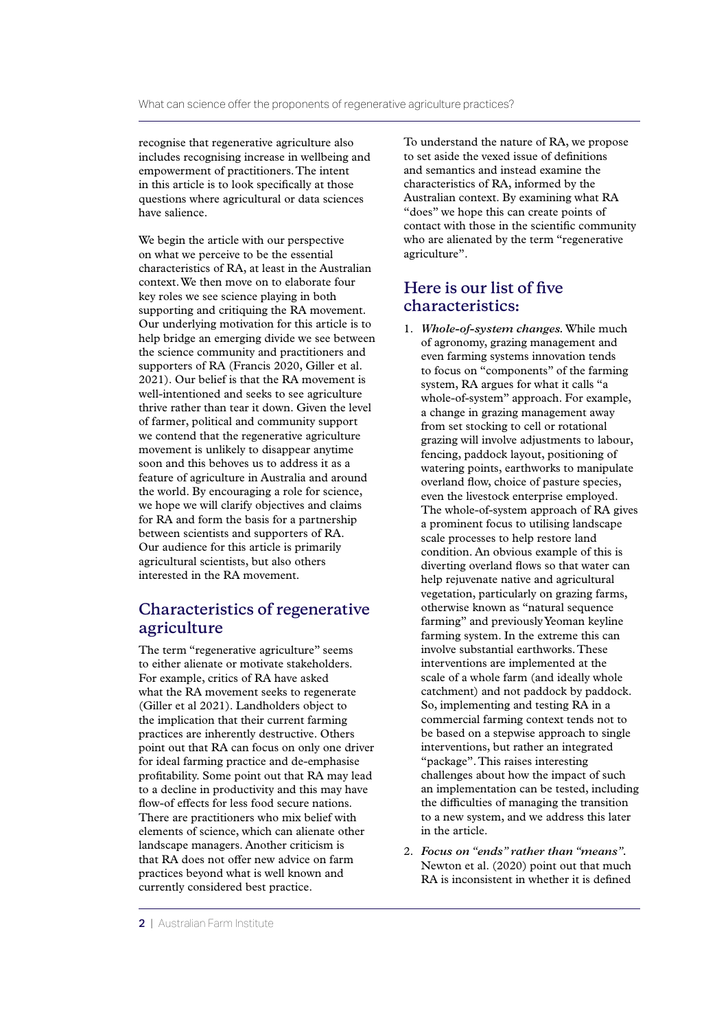recognise that regenerative agriculture also includes recognising increase in wellbeing and empowerment of practitioners. The intent in this article is to look specifically at those questions where agricultural or data sciences have salience.

We begin the article with our perspective on what we perceive to be the essential characteristics of RA, at least in the Australian context. We then move on to elaborate four key roles we see science playing in both supporting and critiquing the RA movement. Our underlying motivation for this article is to help bridge an emerging divide we see between the science community and practitioners and supporters of RA (Francis 2020, Giller et al. 2021). Our belief is that the RA movement is well-intentioned and seeks to see agriculture thrive rather than tear it down. Given the level of farmer, political and community support we contend that the regenerative agriculture movement is unlikely to disappear anytime soon and this behoves us to address it as a feature of agriculture in Australia and around the world. By encouraging a role for science, we hope we will clarify objectives and claims for RA and form the basis for a partnership between scientists and supporters of RA. Our audience for this article is primarily agricultural scientists, but also others interested in the RA movement.

## Characteristics of regenerative agriculture

The term "regenerative agriculture" seems to either alienate or motivate stakeholders. For example, critics of RA have asked what the RA movement seeks to regenerate (Giller et al 2021). Landholders object to the implication that their current farming practices are inherently destructive. Others point out that RA can focus on only one driver for ideal farming practice and de-emphasise profitability. Some point out that RA may lead to a decline in productivity and this may have flow-of effects for less food secure nations. There are practitioners who mix belief with elements of science, which can alienate other landscape managers. Another criticism is that RA does not offer new advice on farm practices beyond what is well known and currently considered best practice.

To understand the nature of RA, we propose to set aside the vexed issue of definitions and semantics and instead examine the characteristics of RA, informed by the Australian context. By examining what RA "does" we hope this can create points of contact with those in the scientific community who are alienated by the term "regenerative agriculture".

## Here is our list of five characteristics:

1. ***Whole-of-system changes.*** While much of agronomy, grazing management and even farming systems innovation tends to focus on "components" of the farming system, RA argues for what it calls "a whole-of-system" approach. For example, a change in grazing management away from set stocking to cell or rotational grazing will involve adjustments to labour, fencing, paddock layout, positioning of watering points, earthworks to manipulate overland flow, choice of pasture species, even the livestock enterprise employed. The whole-of-system approach of RA gives a prominent focus to utilising landscape scale processes to help restore land condition. An obvious example of this is diverting overland flows so that water can help rejuvenate native and agricultural vegetation, particularly on grazing farms, otherwise known as "natural sequence farming" and previously Yeoman keyline farming system. In the extreme this can involve substantial earthworks. These interventions are implemented at the scale of a whole farm (and ideally whole catchment) and not paddock by paddock. So, implementing and testing RA in a commercial farming context tends not to be based on a stepwise approach to single interventions, but rather an integrated "package". This raises interesting challenges about how the impact of such an implementation can be tested, including the difficulties of managing the transition to a new system, and we address this later in the article.
2. ***Focus on "ends" rather than "means".*** Newton et al. (2020) point out that much RA is inconsistent in whether it is defined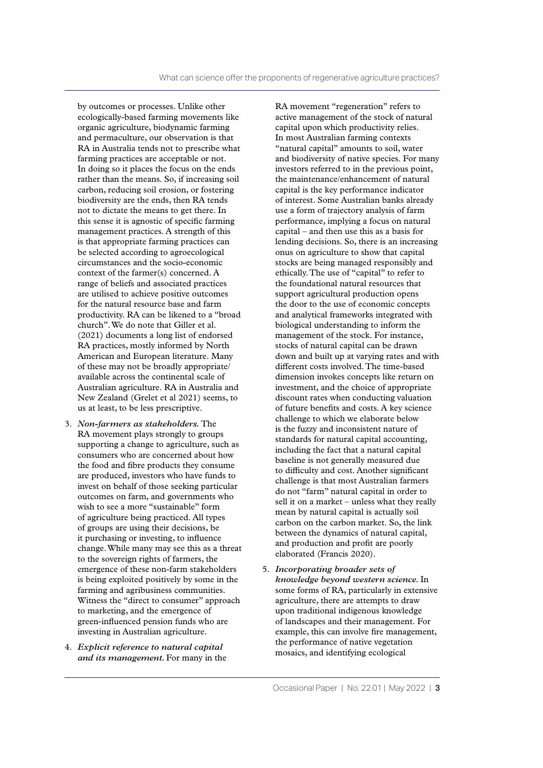by outcomes or processes. Unlike other ecologically-based farming movements like organic agriculture, biodynamic farming and permaculture, our observation is that RA in Australia tends not to prescribe what farming practices are acceptable or not. In doing so it places the focus on the ends rather than the means. So, if increasing soil carbon, reducing soil erosion, or fostering biodiversity are the ends, then RA tends not to dictate the means to get there. In this sense it is agnostic of specific farming management practices. A strength of this is that appropriate farming practices can be selected according to agroecological circumstances and the socio-economic context of the farmer(s) concerned. A range of beliefs and associated practices are utilised to achieve positive outcomes for the natural resource base and farm productivity. RA can be likened to a "broad church". We do note that Giller et al. (2021) documents a long list of endorsed RA practices, mostly informed by North American and European literature. Many of these may not be broadly appropriate/available across the continental scale of Australian agriculture. RA in Australia and New Zealand (Grelet et al 2021) seems, to us at least, to be less prescriptive.

3. ***Non-farmers as stakeholders.*** The RA movement plays strongly to groups supporting a change to agriculture, such as consumers who are concerned about how the food and fibre products they consume are produced, investors who have funds to invest on behalf of those seeking particular outcomes on farm, and governments who wish to see a more "sustainable" form of agriculture being practiced. All types of groups are using their decisions, be it purchasing or investing, to influence change. While many may see this as a threat to the sovereign rights of farmers, the emergence of these non-farm stakeholders is being exploited positively by some in the farming and agribusiness communities. Witness the "direct to consumer" approach to marketing, and the emergence of green-influenced pension funds who are investing in Australian agriculture.

4. ***Explicit reference to natural capital and its management.*** For many in the RA movement "regeneration" refers to active management of the stock of natural capital upon which productivity relies. In most Australian farming contexts "natural capital" amounts to soil, water and biodiversity of native species. For many investors referred to in the previous point, the maintenance/enhancement of natural capital is the key performance indicator of interest. Some Australian banks already use a form of trajectory analysis of farm performance, implying a focus on natural capital – and then use this as a basis for lending decisions. So, there is an increasing onus on agriculture to show that capital stocks are being managed responsibly and ethically. The use of "capital" to refer to the foundational natural resources that support agricultural production opens the door to the use of economic concepts and analytical frameworks integrated with biological understanding to inform the management of the stock. For instance, stocks of natural capital can be drawn down and built up at varying rates and with different costs involved. The time-based dimension invokes concepts like return on investment, and the choice of appropriate discount rates when conducting valuation of future benefits and costs. A key science challenge to which we elaborate below is the fuzzy and inconsistent nature of standards for natural capital accounting, including the fact that a natural capital baseline is not generally measured due to difficulty and cost. Another significant challenge is that most Australian farmers do not "farm" natural capital in order to sell it on a market – unless what they really mean by natural capital is actually soil carbon on the carbon market. So, the link between the dynamics of natural capital, and production and profit are poorly elaborated (Francis 2020).

5. ***Incorporating broader sets of knowledge beyond western science.*** In some forms of RA, particularly in extensive agriculture, there are attempts to draw upon traditional indigenous knowledge of landscapes and their management. For example, this can involve fire management, the performance of native vegetation mosaics, and identifying ecological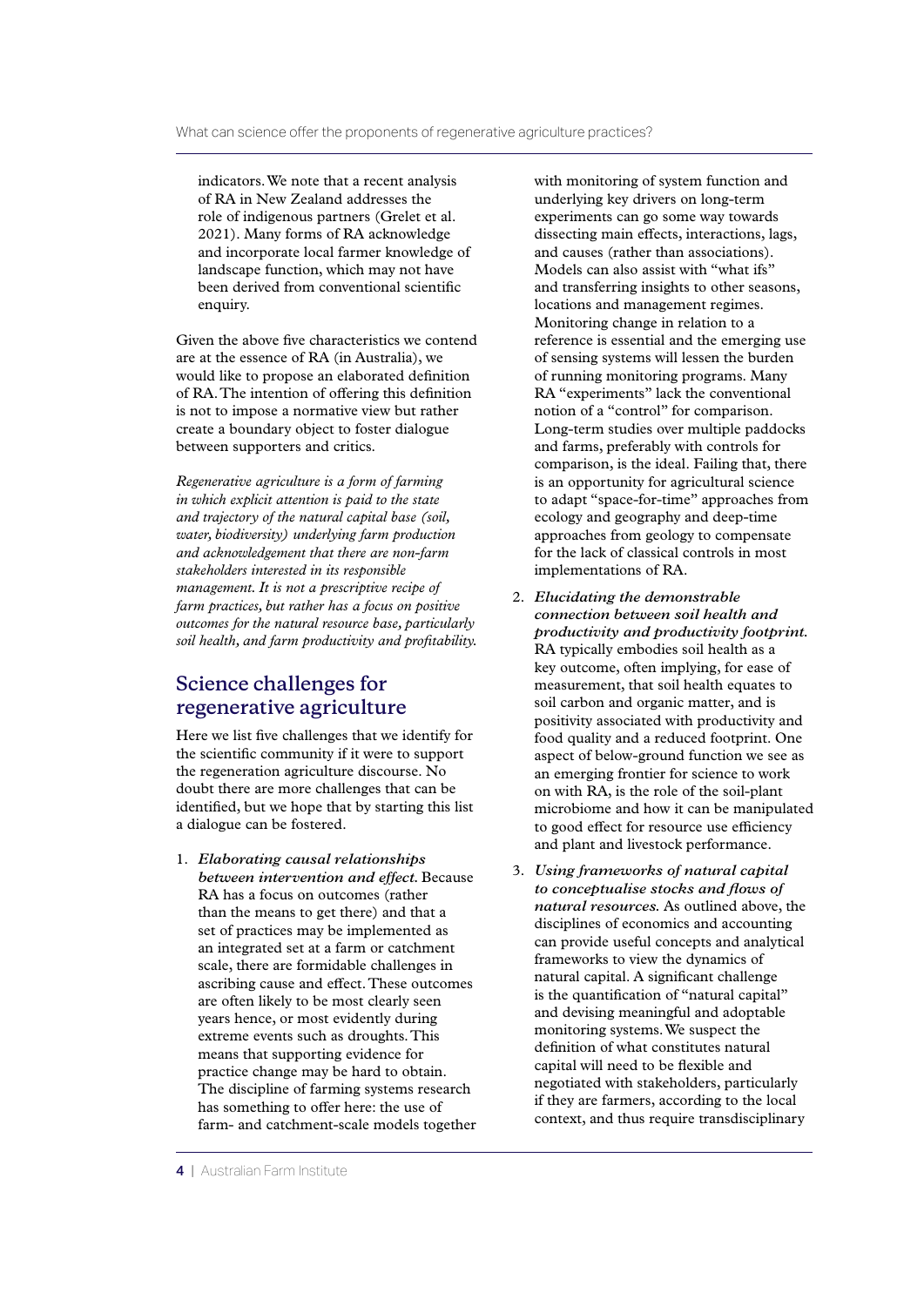indicators. We note that a recent analysis of RA in New Zealand addresses the role of indigenous partners (Grelet et al. 2021). Many forms of RA acknowledge and incorporate local farmer knowledge of landscape function, which may not have been derived from conventional scientific enquiry.

Given the above five characteristics we contend are at the essence of RA (in Australia), we would like to propose an elaborated definition of RA. The intention of offering this definition is not to impose a normative view but rather create a boundary object to foster dialogue between supporters and critics.

*Regenerative agriculture is a form of farming in which explicit attention is paid to the state and trajectory of the natural capital base (soil, water, biodiversity) underlying farm production and acknowledgement that there are non-farm stakeholders interested in its responsible management. It is not a prescriptive recipe of farm practices, but rather has a focus on positive outcomes for the natural resource base, particularly soil health, and farm productivity and profitability.*

## Science challenges for regenerative agriculture

Here we list five challenges that we identify for the scientific community if it were to support the regeneration agriculture discourse. No doubt there are more challenges that can be identified, but we hope that by starting this list a dialogue can be fostered.

1. ***Elaborating causal relationships between intervention and effect.*** Because RA has a focus on outcomes (rather than the means to get there) and that a set of practices may be implemented as an integrated set at a farm or catchment scale, there are formidable challenges in ascribing cause and effect. These outcomes are often likely to be most clearly seen years hence, or most evidently during extreme events such as droughts. This means that supporting evidence for practice change may be hard to obtain. The discipline of farming systems research has something to offer here: the use of farm- and catchment-scale models together with monitoring of system function and underlying key drivers on long-term experiments can go some way towards dissecting main effects, interactions, lags, and causes (rather than associations). Models can also assist with "what ifs" and transferring insights to other seasons, locations and management regimes. Monitoring change in relation to a reference is essential and the emerging use of sensing systems will lessen the burden of running monitoring programs. Many RA "experiments" lack the conventional notion of a "control" for comparison. Long-term studies over multiple paddocks and farms, preferably with controls for comparison, is the ideal. Failing that, there is an opportunity for agricultural science to adapt "space-for-time" approaches from ecology and geography and deep-time approaches from geology to compensate for the lack of classical controls in most implementations of RA.

2. ***Elucidating the demonstrable connection between soil health and productivity and productivity footprint.*** RA typically embodies soil health as a key outcome, often implying, for ease of measurement, that soil health equates to soil carbon and organic matter, and is positivity associated with productivity and food quality and a reduced footprint. One aspect of below-ground function we see as an emerging frontier for science to work on with RA, is the role of the soil-plant microbiome and how it can be manipulated to good effect for resource use efficiency and plant and livestock performance.

3. ***Using frameworks of natural capital to conceptualise stocks and flows of natural resources.*** As outlined above, the disciplines of economics and accounting can provide useful concepts and analytical frameworks to view the dynamics of natural capital. A significant challenge is the quantification of "natural capital" and devising meaningful and adoptable monitoring systems. We suspect the definition of what constitutes natural capital will need to be flexible and negotiated with stakeholders, particularly if they are farmers, according to the local context, and thus require transdisciplinary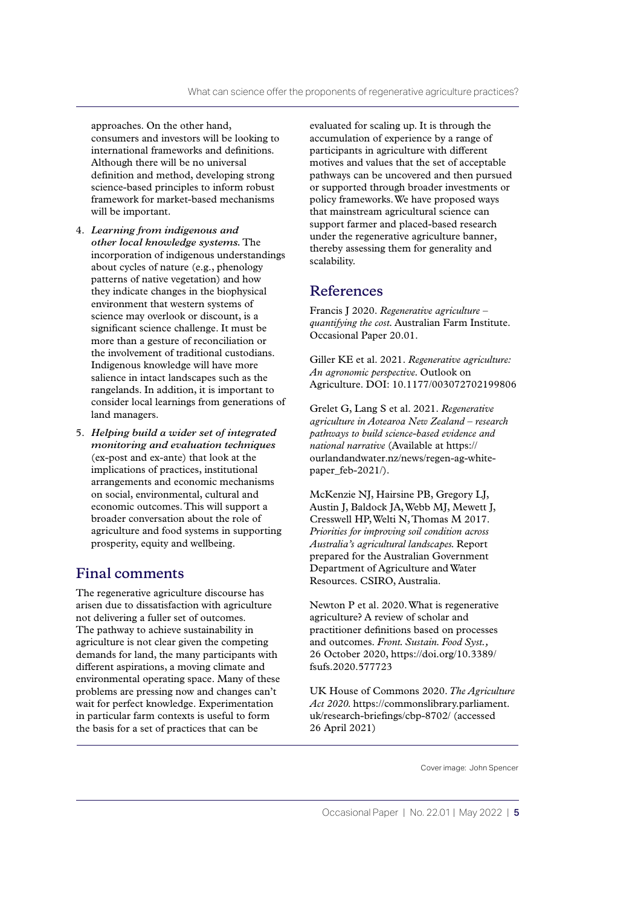approaches. On the other hand, consumers and investors will be looking to international frameworks and definitions. Although there will be no universal definition and method, developing strong science-based principles to inform robust framework for market-based mechanisms will be important.

4. ***Learning from indigenous and other local knowledge systems.*** The incorporation of indigenous understandings about cycles of nature (e.g., phenology patterns of native vegetation) and how they indicate changes in the biophysical environment that western systems of science may overlook or discount, is a significant science challenge. It must be more than a gesture of reconciliation or the involvement of traditional custodians. Indigenous knowledge will have more salience in intact landscapes such as the rangelands. In addition, it is important to consider local learnings from generations of land managers.

5. ***Helping build a wider set of integrated monitoring and evaluation techniques*** (ex-post and ex-ante) that look at the implications of practices, institutional arrangements and economic mechanisms on social, environmental, cultural and economic outcomes. This will support a broader conversation about the role of agriculture and food systems in supporting prosperity, equity and wellbeing.

## Final comments

The regenerative agriculture discourse has arisen due to dissatisfaction with agriculture not delivering a fuller set of outcomes. The pathway to achieve sustainability in agriculture is not clear given the competing demands for land, the many participants with different aspirations, a moving climate and environmental operating space. Many of these problems are pressing now and changes can't wait for perfect knowledge. Experimentation in particular farm contexts is useful to form the basis for a set of practices that can be evaluated for scaling up. It is through the accumulation of experience by a range of participants in agriculture with different motives and values that the set of acceptable pathways can be uncovered and then pursued or supported through broader investments or policy frameworks. We have proposed ways that mainstream agricultural science can support farmer and placed-based research under the regenerative agriculture banner, thereby assessing them for generality and scalability.

## References

Francis J 2020. *Regenerative agriculture – quantifying the cost*. Australian Farm Institute. Occasional Paper 20.01.

Giller KE et al. 2021. *Regenerative agriculture: An agronomic perspective*. Outlook on Agriculture. DOI: 10.1177/003072702199806

Grelet G, Lang S et al. 2021. *Regenerative agriculture in Aotearoa New Zealand – research pathways to build science-based evidence and national narrative* (Available at https://ourlandandwater.nz/news/regen-ag-white-paper_feb-2021/).

McKenzie NJ, Hairsine PB, Gregory LJ, Austin J, Baldock JA, Webb MJ, Mewett J, Cresswell HP, Welti N, Thomas M 2017. *Priorities for improving soil condition across Australia's agricultural landscapes.* Report prepared for the Australian Government Department of Agriculture and Water Resources. CSIRO, Australia.

Newton P et al. 2020. What is regenerative agriculture? A review of scholar and practitioner definitions based on processes and outcomes. *Front. Sustain. Food Syst.,* 26 October 2020, https://doi.org/10.3389/fsufs.2020.577723

UK House of Commons 2020. *The Agriculture Act 2020.* https://commonslibrary.parliament.uk/research-briefings/cbp-8702/ (accessed 26 April 2021)

Cover image: John Spencer